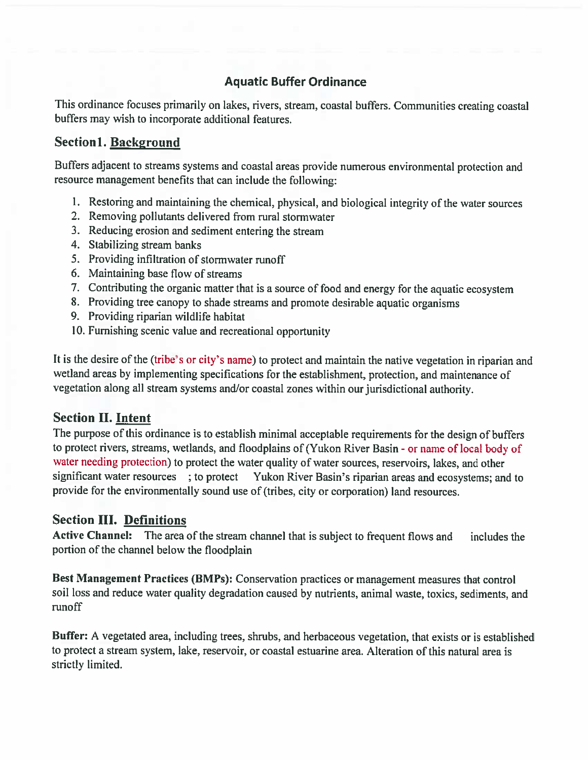# Aquatic Buffer Ordinance

This ordinance focuses primarily on lakes, rivers, stream, coastal buffers. Communities creating coastal buffers may wish to incorporate additional features.

## Section1. Background

Buffers adjacent to streams systems and coastal areas provide numerous environmental protection and resource management benefits that can include the following:

1. Restoring and maintaining the chemical, physical, and biological integrity of the water sources
2. Removing pollutants delivered from rural stormwater
3. Reducing erosion and sediment entering the stream
4. Stabilizing stream banks
5. Providing infiltration of stormwater runoff
6. Maintaining base flow of streams
7. Contributing the organic matter that is a source of food and energy for the aquatic ecosystem
8. Providing tree canopy to shade streams and promote desirable aquatic organisms
9. Providing riparian wildlife habitat
10. Furnishing scenic value and recreational opportunity

It is the desire of the (tribe's or city's name) to protect and maintain the native vegetation in riparian and wetland areas by implementing specifications for the establishment, protection, and maintenance of vegetation along all stream systems and/or coastal zones within our jurisdictional authority.

## Section II. Intent

The purpose of this ordinance is to establish minimal acceptable requirements for the design of buffers to protect rivers, streams, wetlands, and floodplains of (Yukon River Basin - or name of local body of water needing protection) to protect the water quality of water sources, reservoirs, lakes, and other significant water resources ; to protect Yukon River Basin's riparian areas and ecosystems; and to provide for the environmentally sound use of (tribes, city or corporation) land resources.

## Section III. Definitions

**Active Channel:** The area of the stream channel that is subject to frequent flows and includes the portion of the channel below the floodplain

**Best Management Practices (BMPs):** Conservation practices or management measures that control soil loss and reduce water quality degradation caused by nutrients, animal waste, toxics, sediments, and runoff

**Buffer:** A vegetated area, including trees, shrubs, and herbaceous vegetation, that exists or is established to protect a stream system, lake, reservoir, or coastal estuarine area. Alteration of this natural area is strictly limited.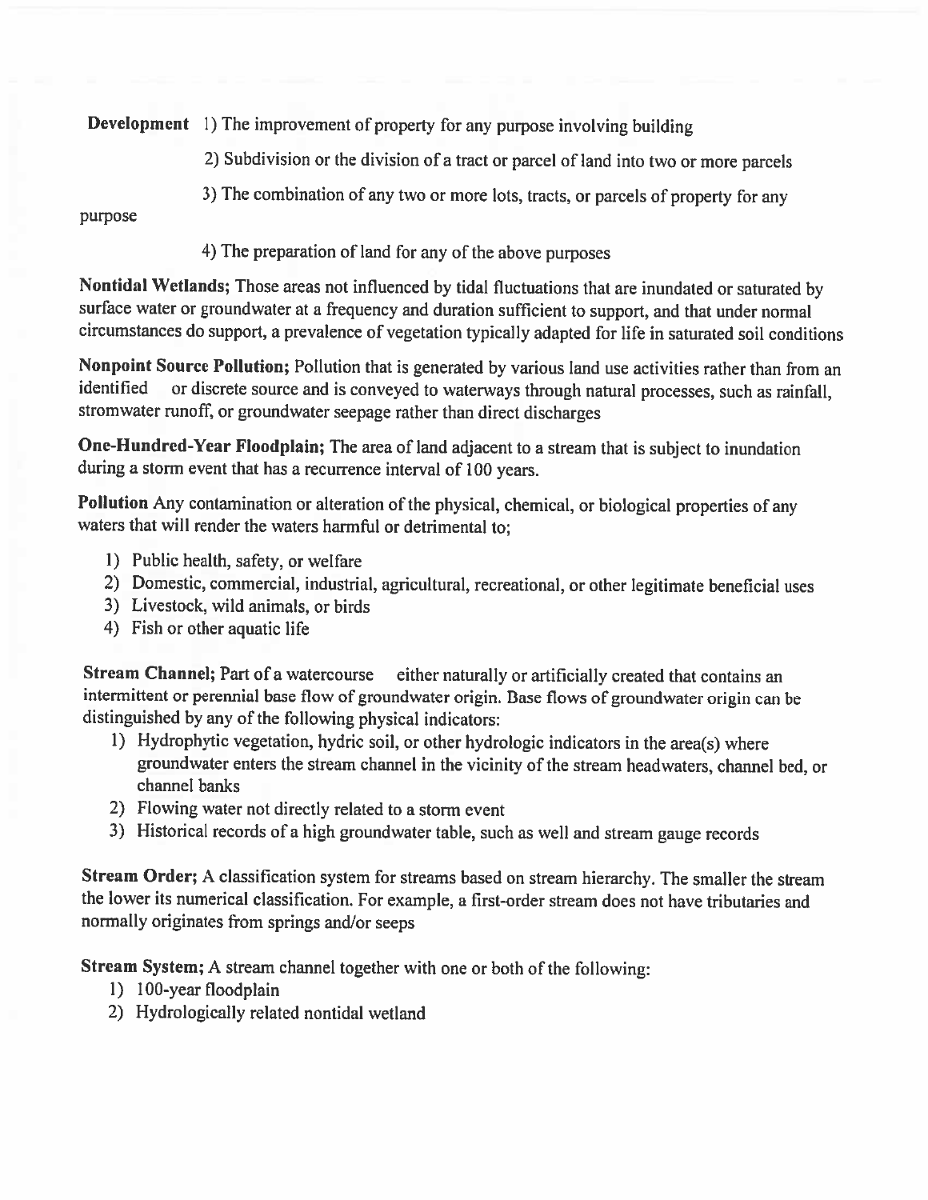**Development** 1) The improvement of property for any purpose involving building

2) Subdivision or the division of a tract or parcel of land into two or more parcels

3) The combination of any two or more lots, tracts, or parcels of property for any purpose

4) The preparation of land for any of the above purposes

**Nontidal Wetlands;** Those areas not influenced by tidal fluctuations that are inundated or saturated by surface water or groundwater at a frequency and duration sufficient to support, and that under normal circumstances do support, a prevalence of vegetation typically adapted for life in saturated soil conditions

**Nonpoint Source Pollution;** Pollution that is generated by various land use activities rather than from an identified or discrete source and is conveyed to waterways through natural processes, such as rainfall, stromwater runoff, or groundwater seepage rather than direct discharges

**One-Hundred-Year Floodplain;** The area of land adjacent to a stream that is subject to inundation during a storm event that has a recurrence interval of 100 years.

**Pollution** Any contamination or alteration of the physical, chemical, or biological properties of any waters that will render the waters harmful or detrimental to;

1) Public health, safety, or welfare
2) Domestic, commercial, industrial, agricultural, recreational, or other legitimate beneficial uses
3) Livestock, wild animals, or birds
4) Fish or other aquatic life

**Stream Channel;** Part of a watercourse either naturally or artificially created that contains an intermittent or perennial base flow of groundwater origin. Base flows of groundwater origin can be distinguished by any of the following physical indicators:

1) Hydrophytic vegetation, hydric soil, or other hydrologic indicators in the area(s) where groundwater enters the stream channel in the vicinity of the stream headwaters, channel bed, or channel banks
2) Flowing water not directly related to a storm event
3) Historical records of a high groundwater table, such as well and stream gauge records

**Stream Order;** A classification system for streams based on stream hierarchy. The smaller the stream the lower its numerical classification. For example, a first-order stream does not have tributaries and normally originates from springs and/or seeps

**Stream System;** A stream channel together with one or both of the following:

1) 100-year floodplain
2) Hydrologically related nontidal wetland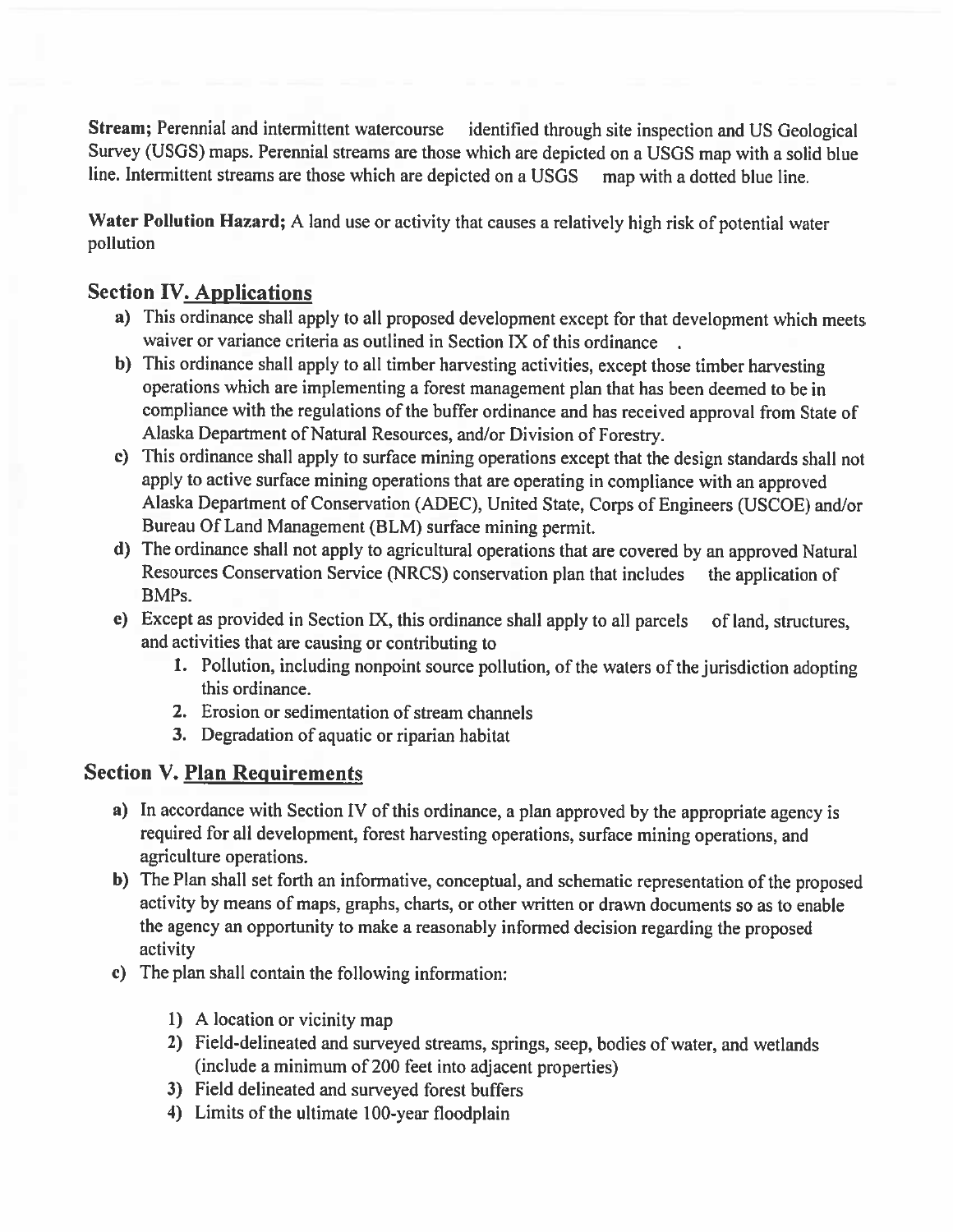**Stream;** Perennial and intermittent watercourse identified through site inspection and US Geological Survey (USGS) maps. Perennial streams are those which are depicted on a USGS map with a solid blue line. Intermittent streams are those which are depicted on a USGS map with a dotted blue line.

**Water Pollution Hazard;** A land use or activity that causes a relatively high risk of potential water pollution

## Section IV. Applications

**a)** This ordinance shall apply to all proposed development except for that development which meets waiver or variance criteria as outlined in Section IX of this ordinance .

**b)** This ordinance shall apply to all timber harvesting activities, except those timber harvesting operations which are implementing a forest management plan that has been deemed to be in compliance with the regulations of the buffer ordinance and has received approval from State of Alaska Department of Natural Resources, and/or Division of Forestry.

**c)** This ordinance shall apply to surface mining operations except that the design standards shall not apply to active surface mining operations that are operating in compliance with an approved Alaska Department of Conservation (ADEC), United State, Corps of Engineers (USCOE) and/or Bureau Of Land Management (BLM) surface mining permit.

**d)** The ordinance shall not apply to agricultural operations that are covered by an approved Natural Resources Conservation Service (NRCS) conservation plan that includes the application of BMPs.

**e)** Except as provided in Section IX, this ordinance shall apply to all parcels of land, structures, and activities that are causing or contributing to

1. Pollution, including nonpoint source pollution, of the waters of the jurisdiction adopting this ordinance.
2. Erosion or sedimentation of stream channels
3. Degradation of aquatic or riparian habitat

## Section V. Plan Requirements

**a)** In accordance with Section IV of this ordinance, a plan approved by the appropriate agency is required for all development, forest harvesting operations, surface mining operations, and agriculture operations.

**b)** The Plan shall set forth an informative, conceptual, and schematic representation of the proposed activity by means of maps, graphs, charts, or other written or drawn documents so as to enable the agency an opportunity to make a reasonably informed decision regarding the proposed activity

**c)** The plan shall contain the following information:

1) A location or vicinity map
2) Field-delineated and surveyed streams, springs, seep, bodies of water, and wetlands (include a minimum of 200 feet into adjacent properties)
3) Field delineated and surveyed forest buffers
4) Limits of the ultimate 100-year floodplain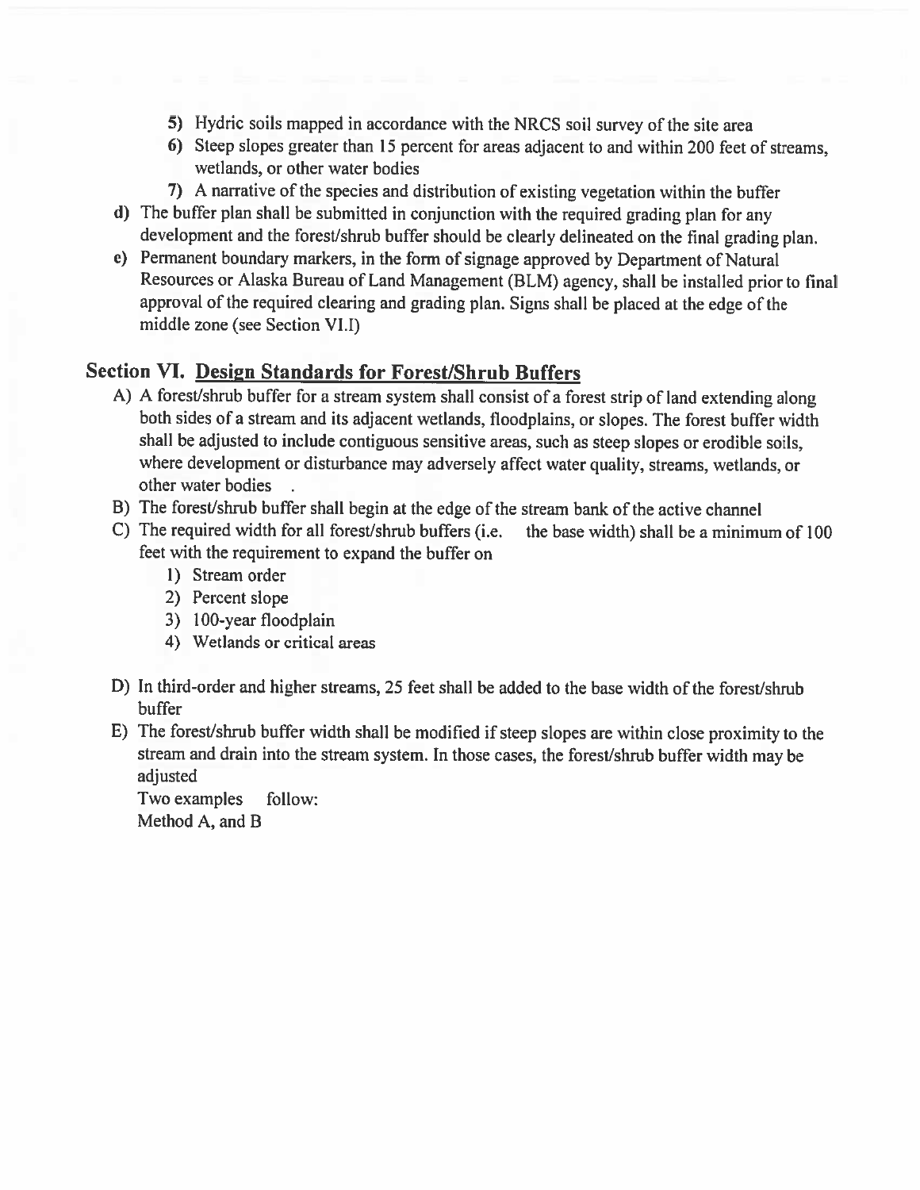5) Hydric soils mapped in accordance with the NRCS soil survey of the site area
6) Steep slopes greater than 15 percent for areas adjacent to and within 200 feet of streams, wetlands, or other water bodies
7) A narrative of the species and distribution of existing vegetation within the buffer

d) The buffer plan shall be submitted in conjunction with the required grading plan for any development and the forest/shrub buffer should be clearly delineated on the final grading plan.

e) Permanent boundary markers, in the form of signage approved by Department of Natural Resources or Alaska Bureau of Land Management (BLM) agency, shall be installed prior to final approval of the required clearing and grading plan. Signs shall be placed at the edge of the middle zone (see Section VI.I)

## Section VI. <u>Design Standards for Forest/Shrub Buffers</u>

A) A forest/shrub buffer for a stream system shall consist of a forest strip of land extending along both sides of a stream and its adjacent wetlands, floodplains, or slopes. The forest buffer width shall be adjusted to include contiguous sensitive areas, such as steep slopes or erodible soils, where development or disturbance may adversely affect water quality, streams, wetlands, or other water bodies .

B) The forest/shrub buffer shall begin at the edge of the stream bank of the active channel

C) The required width for all forest/shrub buffers (i.e. the base width) shall be a minimum of 100 feet with the requirement to expand the buffer on

1) Stream order
2) Percent slope
3) 100-year floodplain
4) Wetlands or critical areas

D) In third-order and higher streams, 25 feet shall be added to the base width of the forest/shrub buffer

E) The forest/shrub buffer width shall be modified if steep slopes are within close proximity to the stream and drain into the stream system. In those cases, the forest/shrub buffer width may be adjusted

Two examples follow:
Method A, and B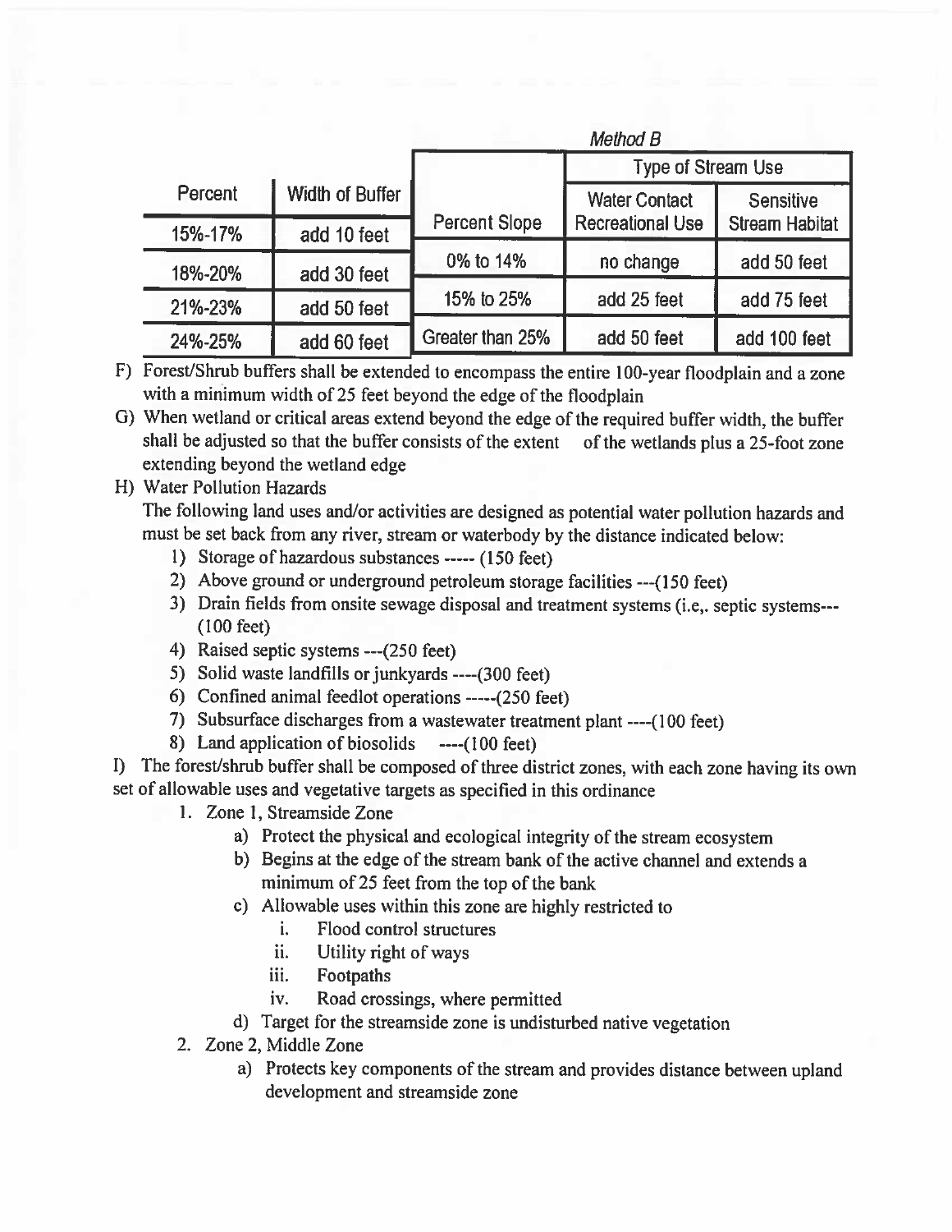| Percent | Width of Buffer |
|---|---|
| 15%-17% | add 10 feet |
| 18%-20% | add 30 feet |
| 21%-23% | add 50 feet |
| 24%-25% | add 60 feet |

*Method B*

| Percent Slope | Type of Stream Use | |
|---|---|---|
| | Water Contact Recreational Use | Sensitive Stream Habitat |
| 0% to 14% | no change | add 50 feet |
| 15% to 25% | add 25 feet | add 75 feet |
| Greater than 25% | add 50 feet | add 100 feet |

F) Forest/Shrub buffers shall be extended to encompass the entire 100-year floodplain and a zone with a minimum width of 25 feet beyond the edge of the floodplain

G) When wetland or critical areas extend beyond the edge of the required buffer width, the buffer shall be adjusted so that the buffer consists of the extent of the wetlands plus a 25-foot zone extending beyond the wetland edge

H) Water Pollution Hazards

The following land uses and/or activities are designed as potential water pollution hazards and must be set back from any river, stream or waterbody by the distance indicated below:

1) Storage of hazardous substances ----- (150 feet)
2) Above ground or underground petroleum storage facilities ---(150 feet)
3) Drain fields from onsite sewage disposal and treatment systems (i.e,. septic systems---(100 feet)
4) Raised septic systems ---(250 feet)
5) Solid waste landfills or junkyards ----(300 feet)
6) Confined animal feedlot operations -----(250 feet)
7) Subsurface discharges from a wastewater treatment plant ----(100 feet)
8) Land application of biosolids ----(100 feet)

I) The forest/shrub buffer shall be composed of three district zones, with each zone having its own set of allowable uses and vegetative targets as specified in this ordinance

1. Zone 1, Streamside Zone
   a) Protect the physical and ecological integrity of the stream ecosystem
   b) Begins at the edge of the stream bank of the active channel and extends a minimum of 25 feet from the top of the bank
   c) Allowable uses within this zone are highly restricted to
      i. Flood control structures
      ii. Utility right of ways
      iii. Footpaths
      iv. Road crossings, where permitted
   d) Target for the streamside zone is undisturbed native vegetation
2. Zone 2, Middle Zone
   a) Protects key components of the stream and provides distance between upland development and streamside zone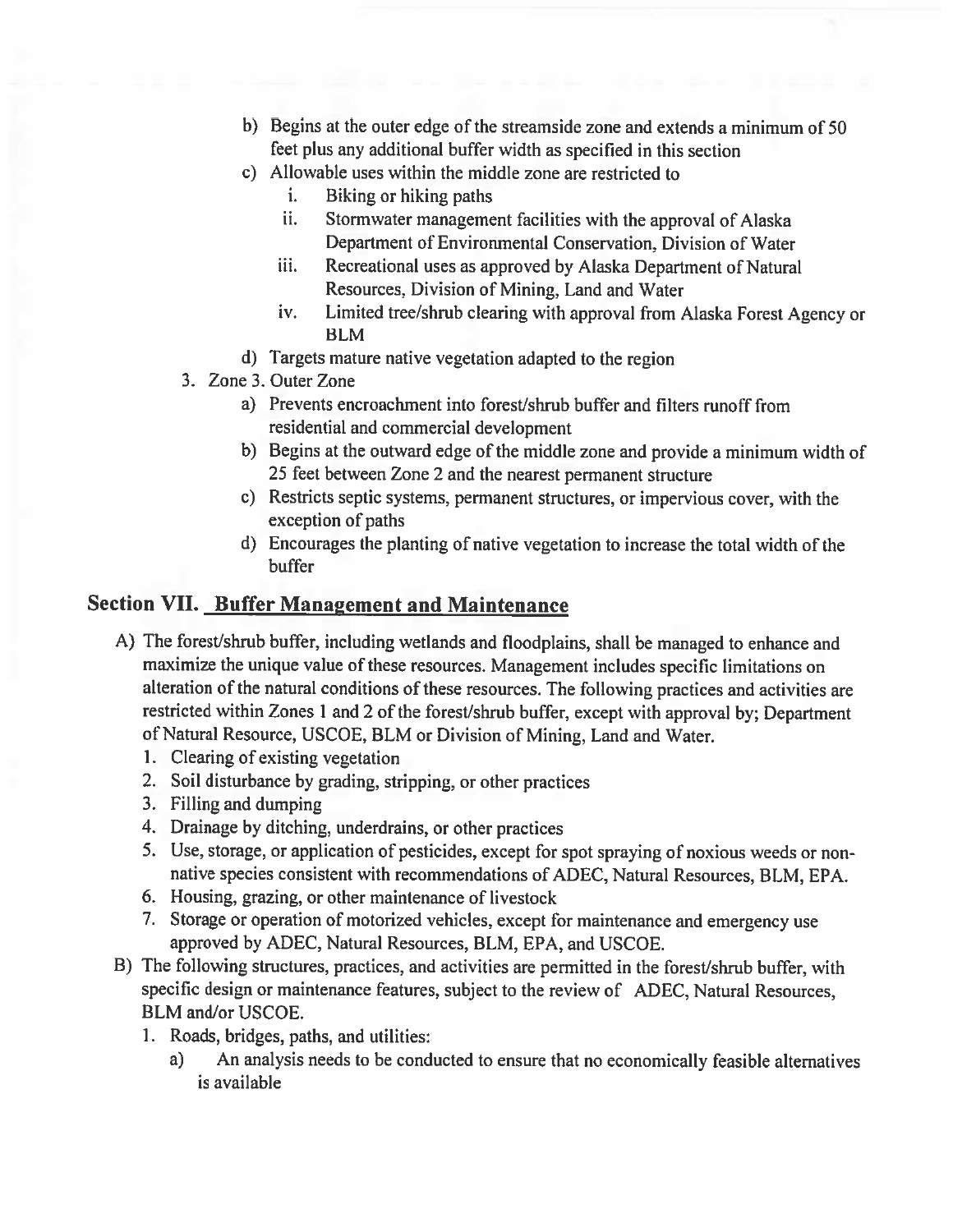b) Begins at the outer edge of the streamside zone and extends a minimum of 50 feet plus any additional buffer width as specified in this section
   c) Allowable uses within the middle zone are restricted to
      i. Biking or hiking paths
      ii. Stormwater management facilities with the approval of Alaska Department of Environmental Conservation, Division of Water
      iii. Recreational uses as approved by Alaska Department of Natural Resources, Division of Mining, Land and Water
      iv. Limited tree/shrub clearing with approval from Alaska Forest Agency or BLM
   d) Targets mature native vegetation adapted to the region
3. Zone 3. Outer Zone
   a) Prevents encroachment into forest/shrub buffer and filters runoff from residential and commercial development
   b) Begins at the outward edge of the middle zone and provide a minimum width of 25 feet between Zone 2 and the nearest permanent structure
   c) Restricts septic systems, permanent structures, or impervious cover, with the exception of paths
   d) Encourages the planting of native vegetation to increase the total width of the buffer

## Section VII. Buffer Management and Maintenance

A) The forest/shrub buffer, including wetlands and floodplains, shall be managed to enhance and maximize the unique value of these resources. Management includes specific limitations on alteration of the natural conditions of these resources. The following practices and activities are restricted within Zones 1 and 2 of the forest/shrub buffer, except with approval by; Department of Natural Resource, USCOE, BLM or Division of Mining, Land and Water.
   1. Clearing of existing vegetation
   2. Soil disturbance by grading, stripping, or other practices
   3. Filling and dumping
   4. Drainage by ditching, underdrains, or other practices
   5. Use, storage, or application of pesticides, except for spot spraying of noxious weeds or non-native species consistent with recommendations of ADEC, Natural Resources, BLM, EPA.
   6. Housing, grazing, or other maintenance of livestock
   7. Storage or operation of motorized vehicles, except for maintenance and emergency use approved by ADEC, Natural Resources, BLM, EPA, and USCOE.

B) The following structures, practices, and activities are permitted in the forest/shrub buffer, with specific design or maintenance features, subject to the review of ADEC, Natural Resources, BLM and/or USCOE.
   1. Roads, bridges, paths, and utilities:
      a) An analysis needs to be conducted to ensure that no economically feasible alternatives is available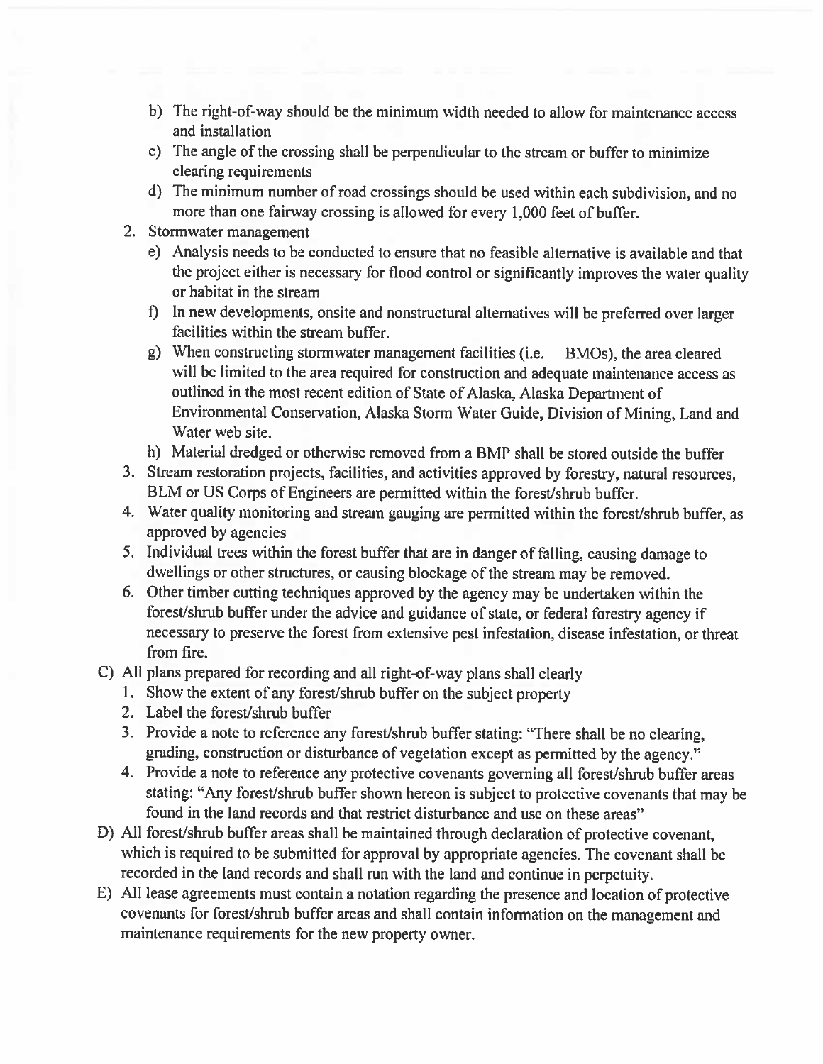b) The right-of-way should be the minimum width needed to allow for maintenance access and installation

c) The angle of the crossing shall be perpendicular to the stream or buffer to minimize clearing requirements

d) The minimum number of road crossings should be used within each subdivision, and no more than one fairway crossing is allowed for every 1,000 feet of buffer.

2. Stormwater management

   e) Analysis needs to be conducted to ensure that no feasible alternative is available and that the project either is necessary for flood control or significantly improves the water quality or habitat in the stream

   f) In new developments, onsite and nonstructural alternatives will be preferred over larger facilities within the stream buffer.

   g) When constructing stormwater management facilities (i.e. BMOs), the area cleared will be limited to the area required for construction and adequate maintenance access as outlined in the most recent edition of State of Alaska, Alaska Department of Environmental Conservation, Alaska Storm Water Guide, Division of Mining, Land and Water web site.

   h) Material dredged or otherwise removed from a BMP shall be stored outside the buffer

3. Stream restoration projects, facilities, and activities approved by forestry, natural resources, BLM or US Corps of Engineers are permitted within the forest/shrub buffer.

4. Water quality monitoring and stream gauging are permitted within the forest/shrub buffer, as approved by agencies

5. Individual trees within the forest buffer that are in danger of falling, causing damage to dwellings or other structures, or causing blockage of the stream may be removed.

6. Other timber cutting techniques approved by the agency may be undertaken within the forest/shrub buffer under the advice and guidance of state, or federal forestry agency if necessary to preserve the forest from extensive pest infestation, disease infestation, or threat from fire.

C) All plans prepared for recording and all right-of-way plans shall clearly

   1. Show the extent of any forest/shrub buffer on the subject property
   2. Label the forest/shrub buffer
   3. Provide a note to reference any forest/shrub buffer stating: "There shall be no clearing, grading, construction or disturbance of vegetation except as permitted by the agency."
   4. Provide a note to reference any protective covenants governing all forest/shrub buffer areas stating: "Any forest/shrub buffer shown hereon is subject to protective covenants that may be found in the land records and that restrict disturbance and use on these areas"

D) All forest/shrub buffer areas shall be maintained through declaration of protective covenant, which is required to be submitted for approval by appropriate agencies. The covenant shall be recorded in the land records and shall run with the land and continue in perpetuity.

E) All lease agreements must contain a notation regarding the presence and location of protective covenants for forest/shrub buffer areas and shall contain information on the management and maintenance requirements for the new property owner.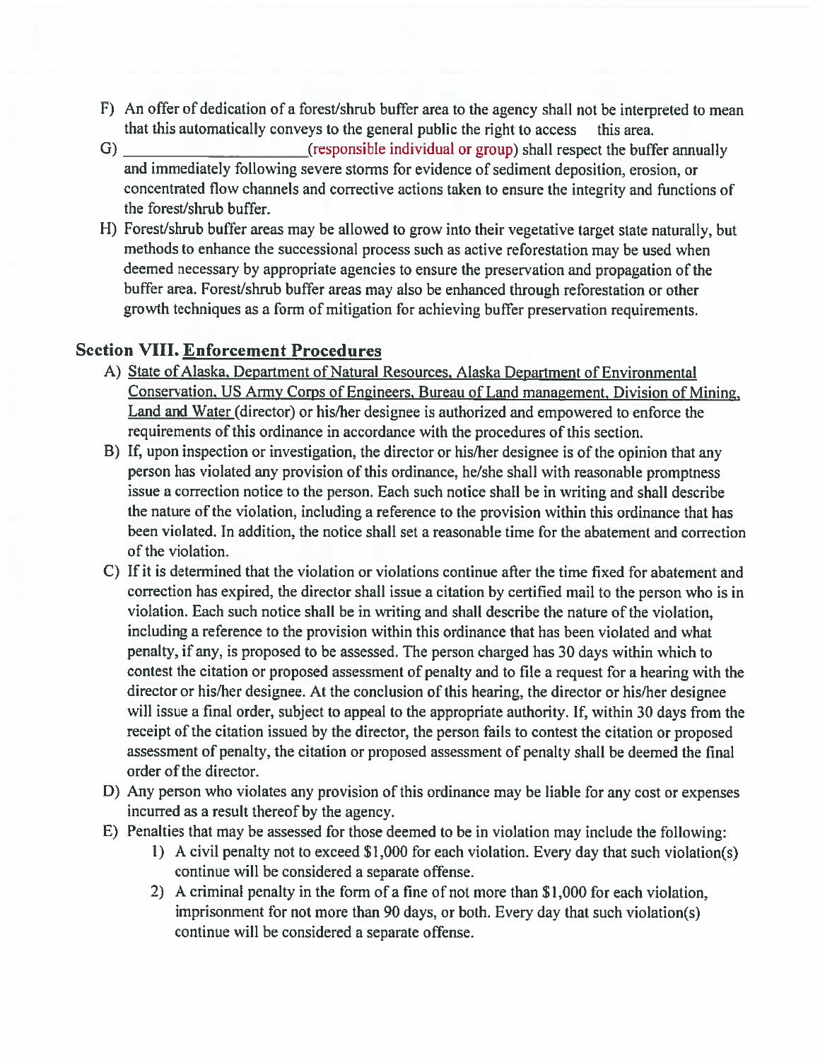F) An offer of dedication of a forest/shrub buffer area to the agency shall not be interpreted to mean that this automatically conveys to the general public the right to access this area.

G) _______________________(responsible individual or group) shall respect the buffer annually and immediately following severe storms for evidence of sediment deposition, erosion, or concentrated flow channels and corrective actions taken to ensure the integrity and functions of the forest/shrub buffer.

H) Forest/shrub buffer areas may be allowed to grow into their vegetative target state naturally, but methods to enhance the successional process such as active reforestation may be used when deemed necessary by appropriate agencies to ensure the preservation and propagation of the buffer area. Forest/shrub buffer areas may also be enhanced through reforestation or other growth techniques as a form of mitigation for achieving buffer preservation requirements.

## Section VIII. Enforcement Procedures

A) State of Alaska, Department of Natural Resources, Alaska Department of Environmental Conservation, US Army Corps of Engineers, Bureau of Land management, Division of Mining, Land and Water (director) or his/her designee is authorized and empowered to enforce the requirements of this ordinance in accordance with the procedures of this section.

B) If, upon inspection or investigation, the director or his/her designee is of the opinion that any person has violated any provision of this ordinance, he/she shall with reasonable promptness issue a correction notice to the person. Each such notice shall be in writing and shall describe the nature of the violation, including a reference to the provision within this ordinance that has been violated. In addition, the notice shall set a reasonable time for the abatement and correction of the violation.

C) If it is determined that the violation or violations continue after the time fixed for abatement and correction has expired, the director shall issue a citation by certified mail to the person who is in violation. Each such notice shall be in writing and shall describe the nature of the violation, including a reference to the provision within this ordinance that has been violated and what penalty, if any, is proposed to be assessed. The person charged has 30 days within which to contest the citation or proposed assessment of penalty and to file a request for a hearing with the director or his/her designee. At the conclusion of this hearing, the director or his/her designee will issue a final order, subject to appeal to the appropriate authority. If, within 30 days from the receipt of the citation issued by the director, the person fails to contest the citation or proposed assessment of penalty, the citation or proposed assessment of penalty shall be deemed the final order of the director.

D) Any person who violates any provision of this ordinance may be liable for any cost or expenses incurred as a result thereof by the agency.

E) Penalties that may be assessed for those deemed to be in violation may include the following:
   1) A civil penalty not to exceed $1,000 for each violation. Every day that such violation(s) continue will be considered a separate offense.
   2) A criminal penalty in the form of a fine of not more than $1,000 for each violation, imprisonment for not more than 90 days, or both. Every day that such violation(s) continue will be considered a separate offense.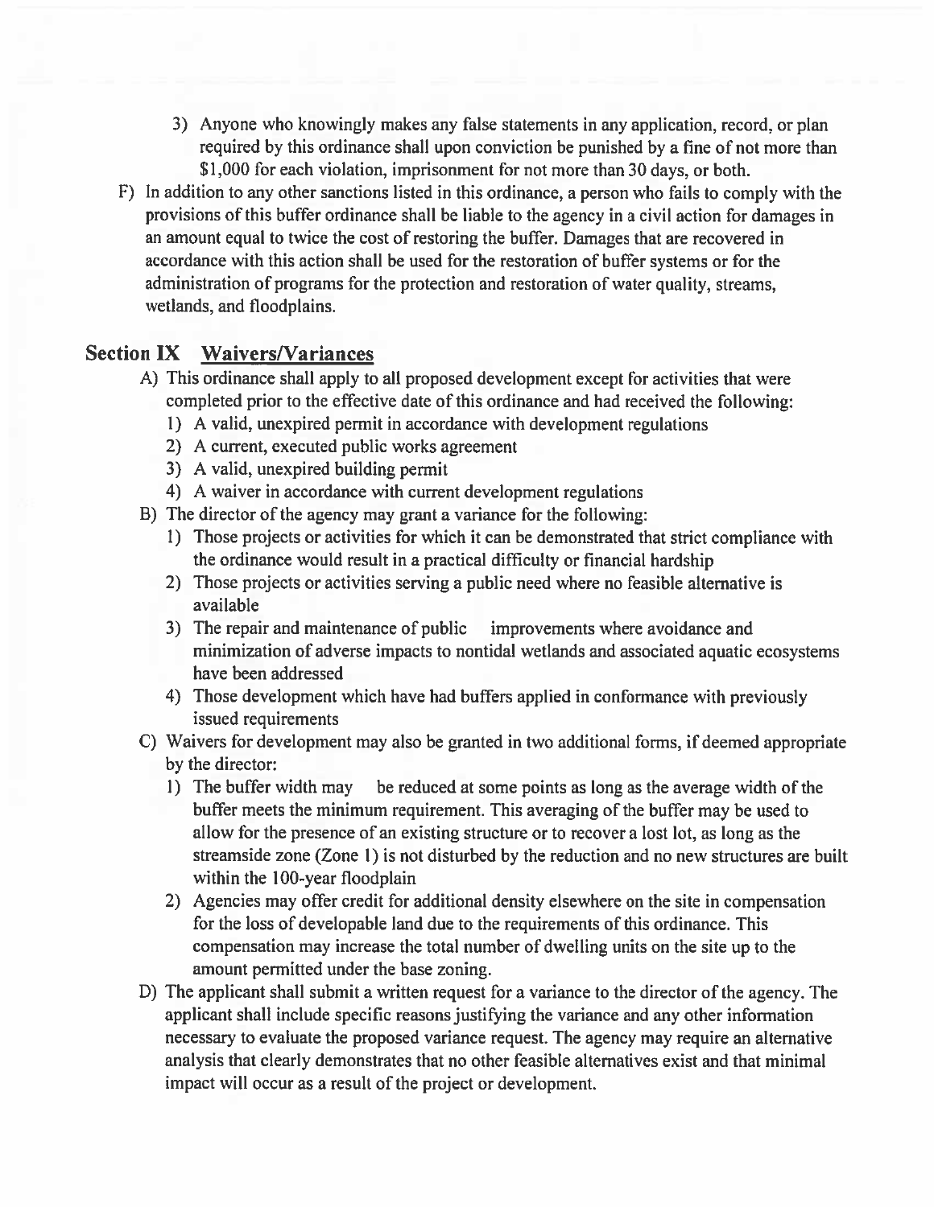3) Anyone who knowingly makes any false statements in any application, record, or plan required by this ordinance shall upon conviction be punished by a fine of not more than $1,000 for each violation, imprisonment for not more than 30 days, or both.

F) In addition to any other sanctions listed in this ordinance, a person who fails to comply with the provisions of this buffer ordinance shall be liable to the agency in a civil action for damages in an amount equal to twice the cost of restoring the buffer. Damages that are recovered in accordance with this action shall be used for the restoration of buffer systems or for the administration of programs for the protection and restoration of water quality, streams, wetlands, and floodplains.

## Section IX Waivers/Variances

A) This ordinance shall apply to all proposed development except for activities that were completed prior to the effective date of this ordinance and had received the following:
   1) A valid, unexpired permit in accordance with development regulations
   2) A current, executed public works agreement
   3) A valid, unexpired building permit
   4) A waiver in accordance with current development regulations

B) The director of the agency may grant a variance for the following:
   1) Those projects or activities for which it can be demonstrated that strict compliance with the ordinance would result in a practical difficulty or financial hardship
   2) Those projects or activities serving a public need where no feasible alternative is available
   3) The repair and maintenance of public improvements where avoidance and minimization of adverse impacts to nontidal wetlands and associated aquatic ecosystems have been addressed
   4) Those development which have had buffers applied in conformance with previously issued requirements

C) Waivers for development may also be granted in two additional forms, if deemed appropriate by the director:
   1) The buffer width may be reduced at some points as long as the average width of the buffer meets the minimum requirement. This averaging of the buffer may be used to allow for the presence of an existing structure or to recover a lost lot, as long as the streamside zone (Zone 1) is not disturbed by the reduction and no new structures are built within the 100-year floodplain
   2) Agencies may offer credit for additional density elsewhere on the site in compensation for the loss of developable land due to the requirements of this ordinance. This compensation may increase the total number of dwelling units on the site up to the amount permitted under the base zoning.

D) The applicant shall submit a written request for a variance to the director of the agency. The applicant shall include specific reasons justifying the variance and any other information necessary to evaluate the proposed variance request. The agency may require an alternative analysis that clearly demonstrates that no other feasible alternatives exist and that minimal impact will occur as a result of the project or development.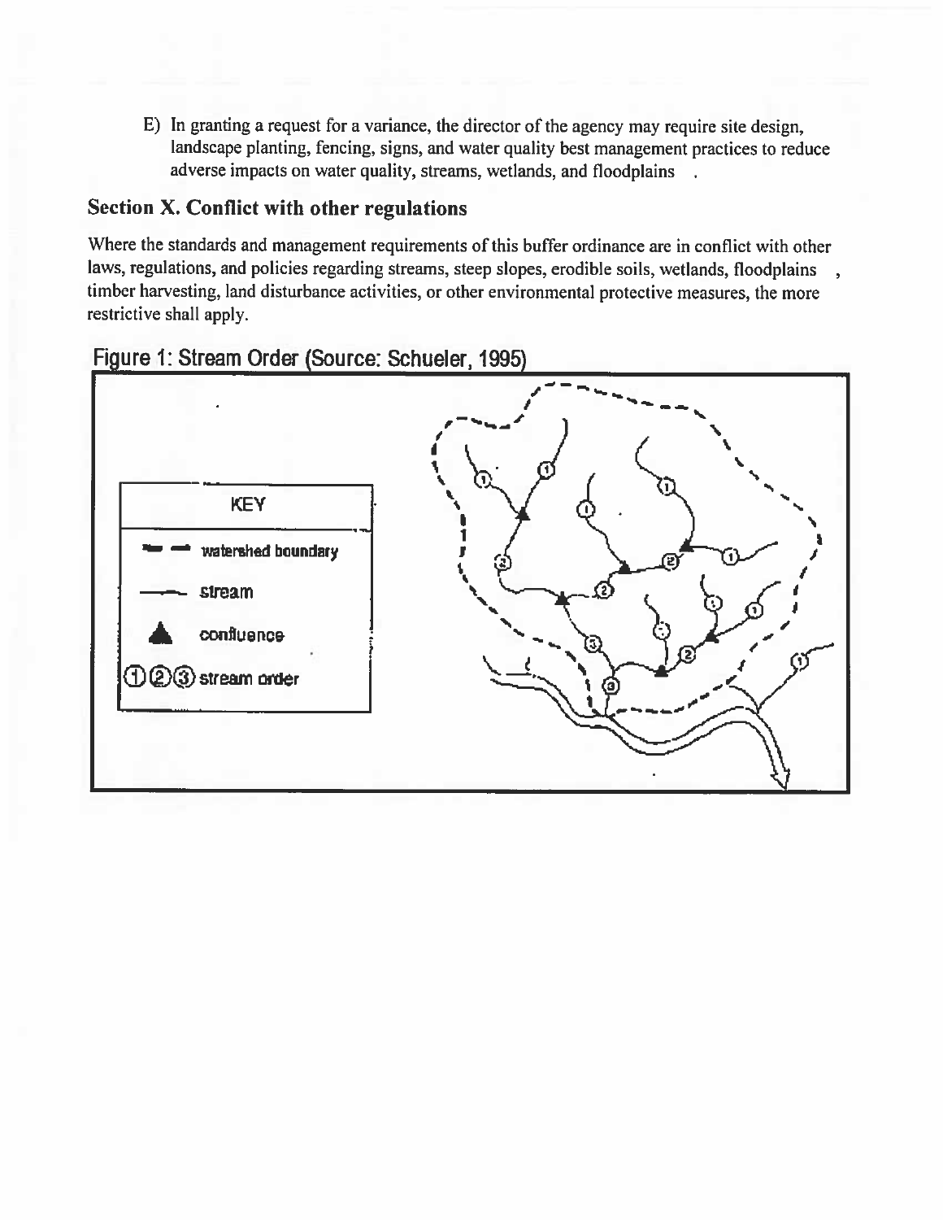E) In granting a request for a variance, the director of the agency may require site design, landscape planting, fencing, signs, and water quality best management practices to reduce adverse impacts on water quality, streams, wetlands, and floodplains.

## Section X. Conflict with other regulations

Where the standards and management requirements of this buffer ordinance are in conflict with other laws, regulations, and policies regarding streams, steep slopes, erodible soils, wetlands, floodplains, timber harvesting, land disturbance activities, or other environmental protective measures, the more restrictive shall apply.

Figure 1: Stream Order (Source: Schueler, 1995)

KEY

- watershed boundary
- stream
- confluence
- ① ② ③ stream order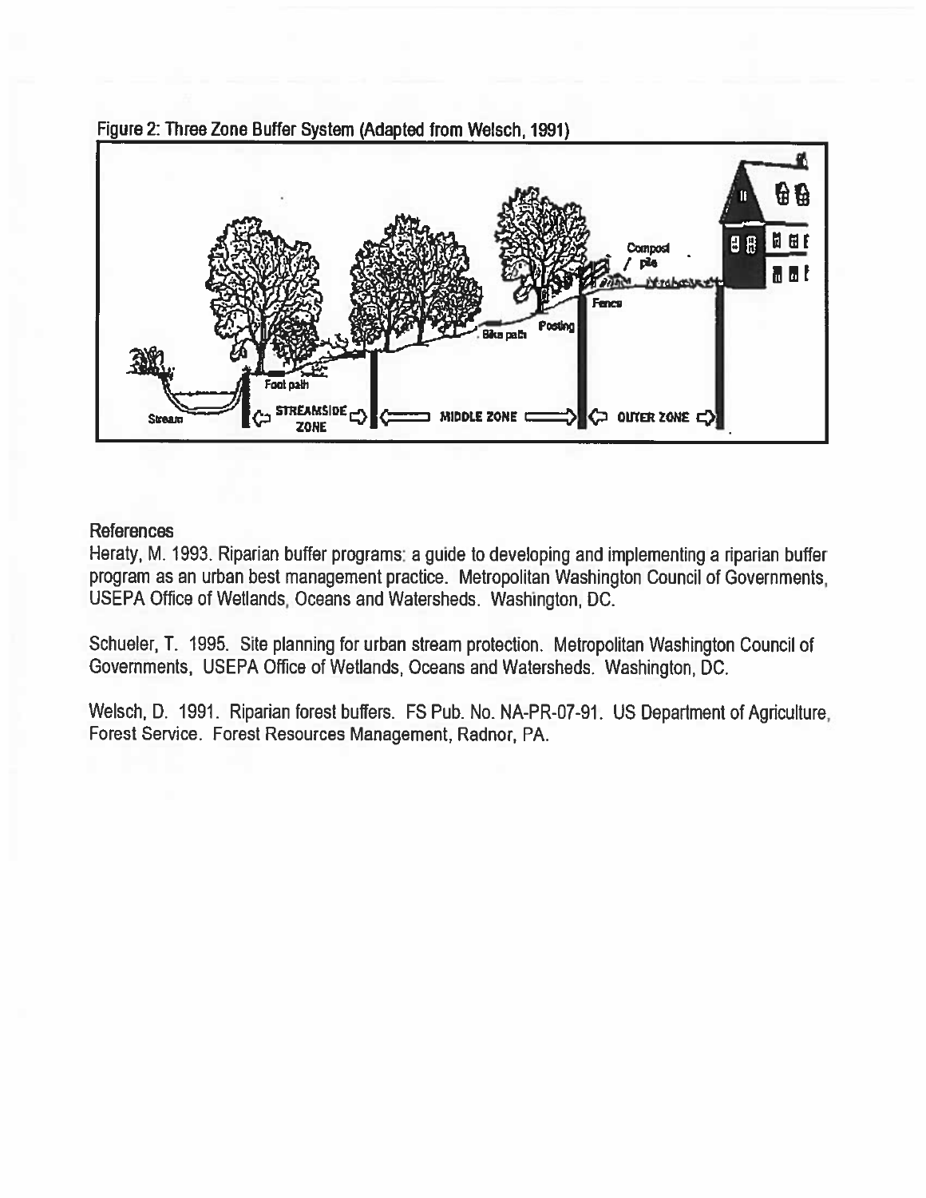Figure 2: Three Zone Buffer System (Adapted from Welsch, 1991)

Stream

Foot path

STREAMSIDE ZONE

MIDDLE ZONE

Bike path

Posting

Fence

Compost / pile

OUTER ZONE

## References

Heraty, M. 1993. Riparian buffer programs: a guide to developing and implementing a riparian buffer program as an urban best management practice. Metropolitan Washington Council of Governments, USEPA Office of Wetlands, Oceans and Watersheds. Washington, DC.

Schueler, T. 1995. Site planning for urban stream protection. Metropolitan Washington Council of Governments, USEPA Office of Wetlands, Oceans and Watersheds. Washington, DC.

Welsch, D. 1991. Riparian forest buffers. FS Pub. No. NA-PR-07-91. US Department of Agriculture, Forest Service. Forest Resources Management, Radnor, PA.